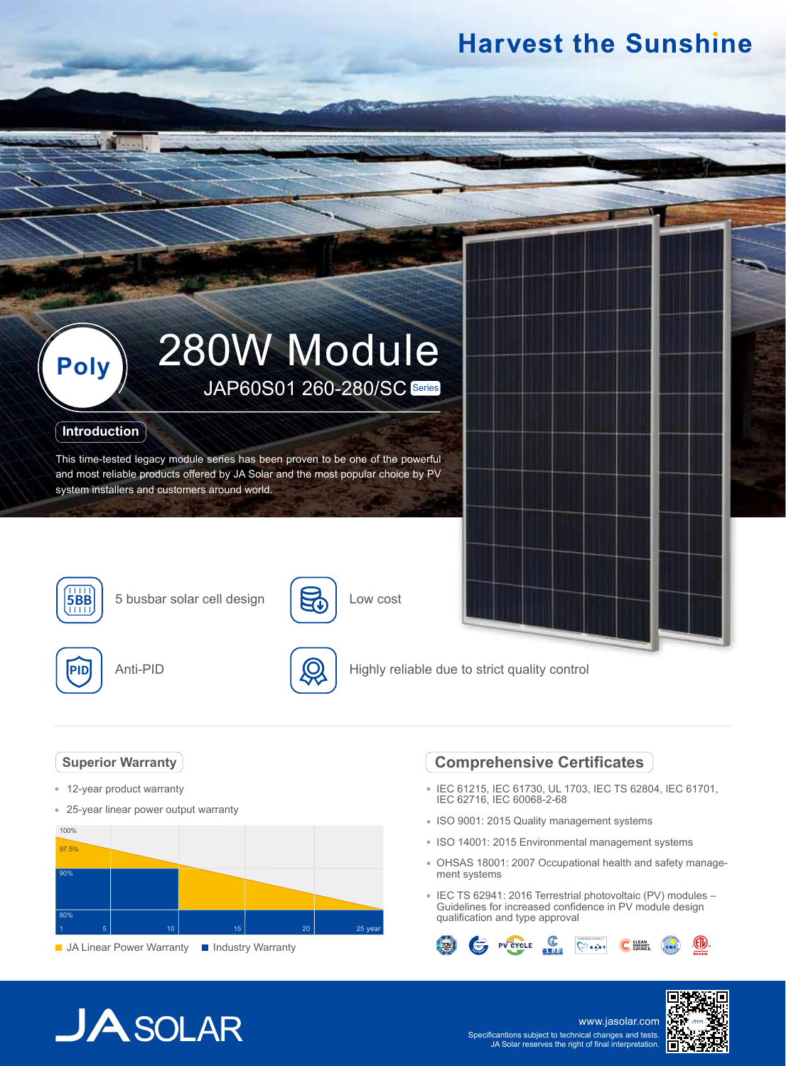# Harvest the Sunshine

**Poly**

# 280W Module

## JAP60S01 260-280/SC Series

### Introduction

This time-tested legacy module series has been proven to be one of the powerful and most reliable products offered by JA Solar and the most popular choice by PV system installers and customers around world.

- 5 busbar solar cell design
- Low cost
- Anti-PID
- Highly reliable due to strict quality control

### Superior Warranty

- 12-year product warranty
- 25-year linear power output warranty

100%
97.5%
90%
80%
1 5 10 15 20 25 year

JA Linear Power Warranty ■ Industry Warranty

### Comprehensive Certificates

- IEC 61215, IEC 61730, UL 1703, IEC TS 62804, IEC 61701, IEC 62716, IEC 60068-2-68
- ISO 9001: 2015 Quality management systems
- ISO 14001: 2015 Environmental management systems
- OHSAS 18001: 2007 Occupational health and safety management systems
- IEC TS 62941: 2016 Terrestrial photovoltaic (PV) modules – Guidelines for increased confidence in PV module design qualification and type approval

JA SOLAR

www.jasolar.com

Specificantions subject to technical changes and tests. JA Solar reserves the right of final interpretation.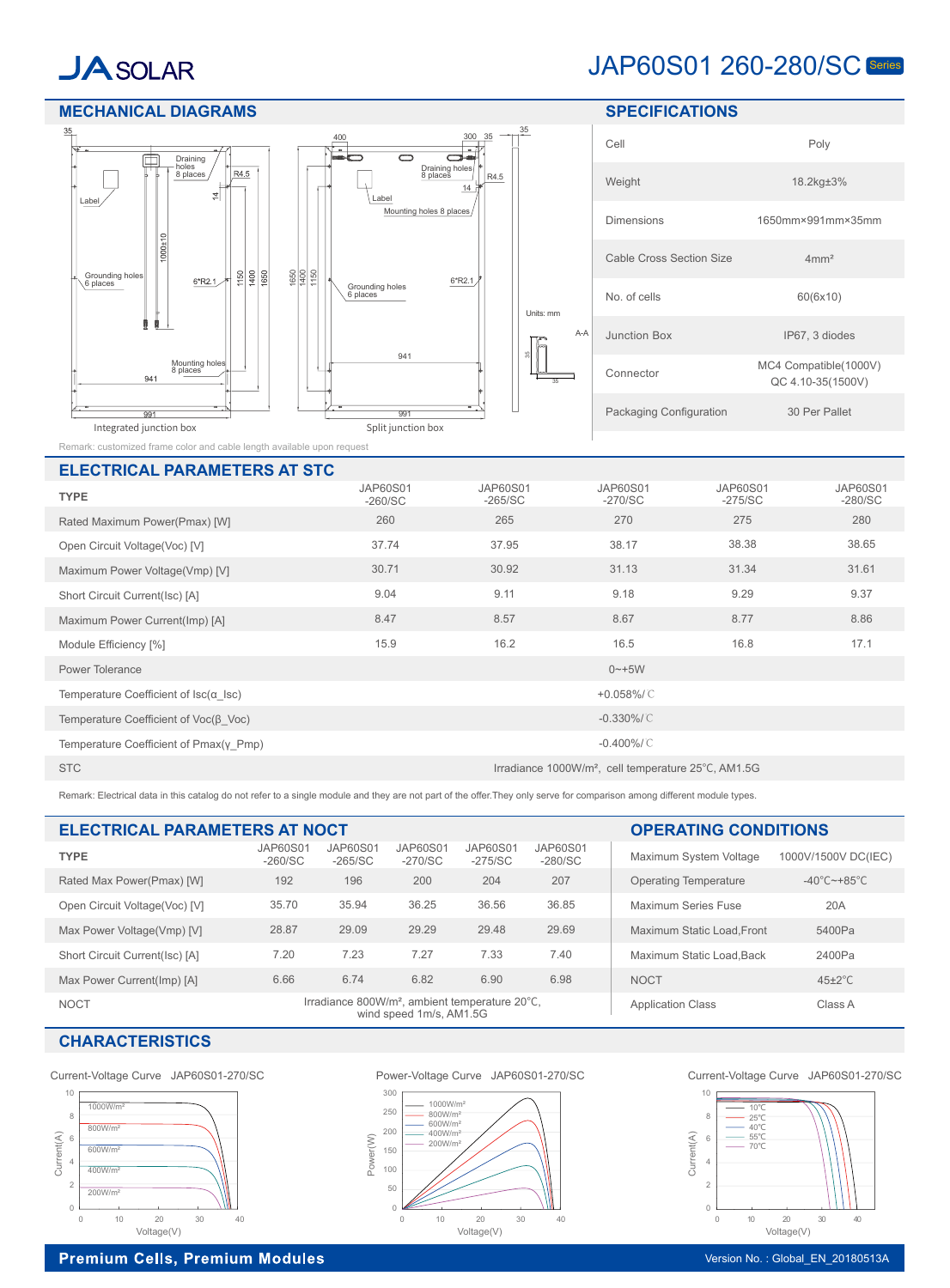# JA SOLAR

# JAP60S01 260-280/SC Series

## MECHANICAL DIAGRAMS

35

Draining holes 8 places

R4.5

14

Label

1000±10

Grounding holes 6 places

6*R2.1

1150 1400 1650

Mounting holes 8 places

941

991

Integrated junction box

400

300 35

35

Draining holes 8 places

R4.5

14

Label

Mounting holes 8 places

1650 1400 1150

Grounding holes 6 places

6*R2.1

941

991

Split junction box

Units: mm

A-A

35

35

Remark: customized frame color and cable length available upon request

## SPECIFICATIONS

| | |
|---|---|
| Cell | Poly |
| Weight | 18.2kg±3% |
| Dimensions | 1650mm×991mm×35mm |
| Cable Cross Section Size | 4mm² |
| No. of cells | 60(6x10) |
| Junction Box | IP67, 3 diodes |
| Connector | MC4 Compatible(1000V) QC 4.10-35(1500V) |
| Packaging Configuration | 30 Per Pallet |

## ELECTRICAL PARAMETERS AT STC

| TYPE | JAP60S01 -260/SC | JAP60S01 -265/SC | JAP60S01 -270/SC | JAP60S01 -275/SC | JAP60S01 -280/SC |
|---|---|---|---|---|---|
| Rated Maximum Power(Pmax) [W] | 260 | 265 | 270 | 275 | 280 |
| Open Circuit Voltage(Voc) [V] | 37.74 | 37.95 | 38.17 | 38.38 | 38.65 |
| Maximum Power Voltage(Vmp) [V] | 30.71 | 30.92 | 31.13 | 31.34 | 31.61 |
| Short Circuit Current(Isc) [A] | 9.04 | 9.11 | 9.18 | 9.29 | 9.37 |
| Maximum Power Current(Imp) [A] | 8.47 | 8.57 | 8.67 | 8.77 | 8.86 |
| Module Efficiency [%] | 15.9 | 16.2 | 16.5 | 16.8 | 17.1 |
| Power Tolerance | 0~+5W | | | | |
| Temperature Coefficient of Isc(α_Isc) | +0.058%/℃ | | | | |
| Temperature Coefficient of Voc(β_Voc) | -0.330%/℃ | | | | |
| Temperature Coefficient of Pmax(γ_Pmp) | -0.400%/℃ | | | | |
| STC | Irradiance 1000W/m², cell temperature 25°C, AM1.5G | | | | |

Remark: Electrical data in this catalog do not refer to a single module and they are not part of the offer.They only serve for comparison among different module types.

## ELECTRICAL PARAMETERS AT NOCT

| TYPE | JAP60S01 -260/SC | JAP60S01 -265/SC | JAP60S01 -270/SC | JAP60S01 -275/SC | JAP60S01 -280/SC |
|---|---|---|---|---|---|
| Rated Max Power(Pmax) [W] | 192 | 196 | 200 | 204 | 207 |
| Open Circuit Voltage(Voc) [V] | 35.70 | 35.94 | 36.25 | 36.56 | 36.85 |
| Max Power Voltage(Vmp) [V] | 28.87 | 29.09 | 29.29 | 29.48 | 29.69 |
| Short Circuit Current(Isc) [A] | 7.20 | 7.23 | 7.27 | 7.33 | 7.40 |
| Max Power Current(Imp) [A] | 6.66 | 6.74 | 6.82 | 6.90 | 6.98 |
| NOCT | Irradiance 800W/m², ambient temperature 20°C, wind speed 1m/s, AM1.5G | | | | |

## OPERATING CONDITIONS

| | |
|---|---|
| Maximum System Voltage | 1000V/1500V DC(IEC) |
| Operating Temperature | -40°C~+85°C |
| Maximum Series Fuse | 20A |
| Maximum Static Load,Front | 5400Pa |
| Maximum Static Load,Back | 2400Pa |
| NOCT | 45±2°C |
| Application Class | Class A |

## CHARACTERISTICS

Current-Voltage Curve JAP60S01-270/SC

Current(A)

Voltage(V)

1000W/m²

800W/m²

600W/m²

400W/m²

200W/m²

Power-Voltage Curve JAP60S01-270/SC

Power(W)

Voltage(V)

1000W/m²

800W/m²

600W/m²

400W/m²

200W/m²

Current-Voltage Curve JAP60S01-270/SC

Current(A)

Voltage(V)

10℃

25℃

40℃

55℃

70℃

**Premium Cells, Premium Modules**

Version No. : Global_EN_20180513A